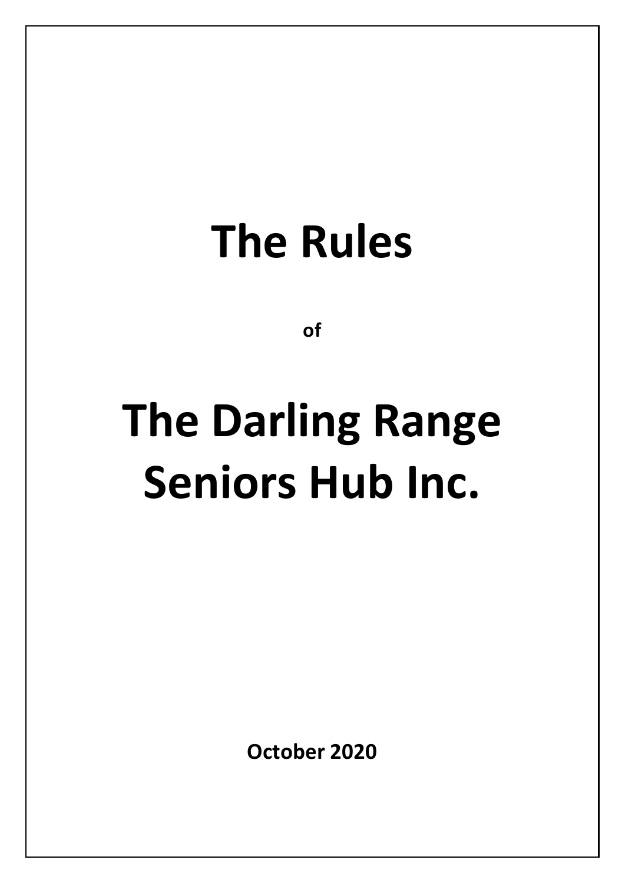# The Rules

**of**

# The Darling Range Seniors Hub Inc.

**October 2020**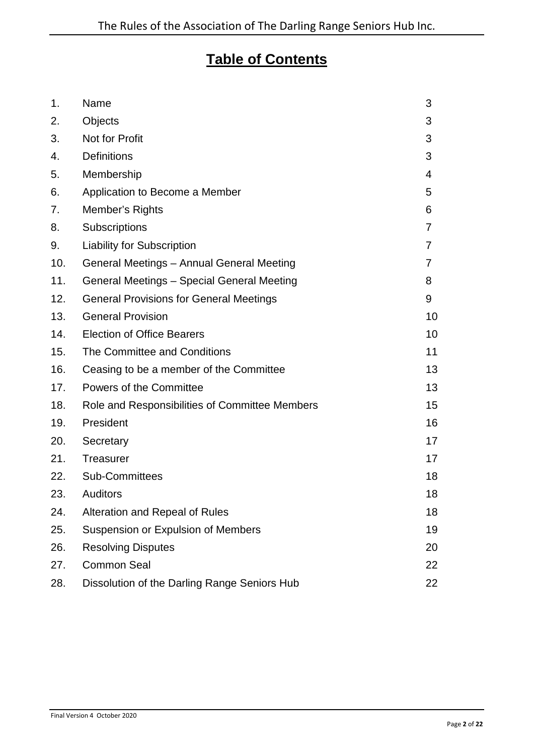# Table of Contents

| | | |
|---|---|---|
| 1. | Name | 3 |
| 2. | Objects | 3 |
| 3. | Not for Profit | 3 |
| 4. | Definitions | 3 |
| 5. | Membership | 4 |
| 6. | Application to Become a Member | 5 |
| 7. | Member's Rights | 6 |
| 8. | Subscriptions | 7 |
| 9. | Liability for Subscription | 7 |
| 10. | General Meetings – Annual General Meeting | 7 |
| 11. | General Meetings – Special General Meeting | 8 |
| 12. | General Provisions for General Meetings | 9 |
| 13. | General Provision | 10 |
| 14. | Election of Office Bearers | 10 |
| 15. | The Committee and Conditions | 11 |
| 16. | Ceasing to be a member of the Committee | 13 |
| 17. | Powers of the Committee | 13 |
| 18. | Role and Responsibilities of Committee Members | 15 |
| 19. | President | 16 |
| 20. | Secretary | 17 |
| 21. | Treasurer | 17 |
| 22. | Sub-Committees | 18 |
| 23. | Auditors | 18 |
| 24. | Alteration and Repeal of Rules | 18 |
| 25. | Suspension or Expulsion of Members | 19 |
| 26. | Resolving Disputes | 20 |
| 27. | Common Seal | 22 |
| 28. | Dissolution of the Darling Range Seniors Hub | 22 |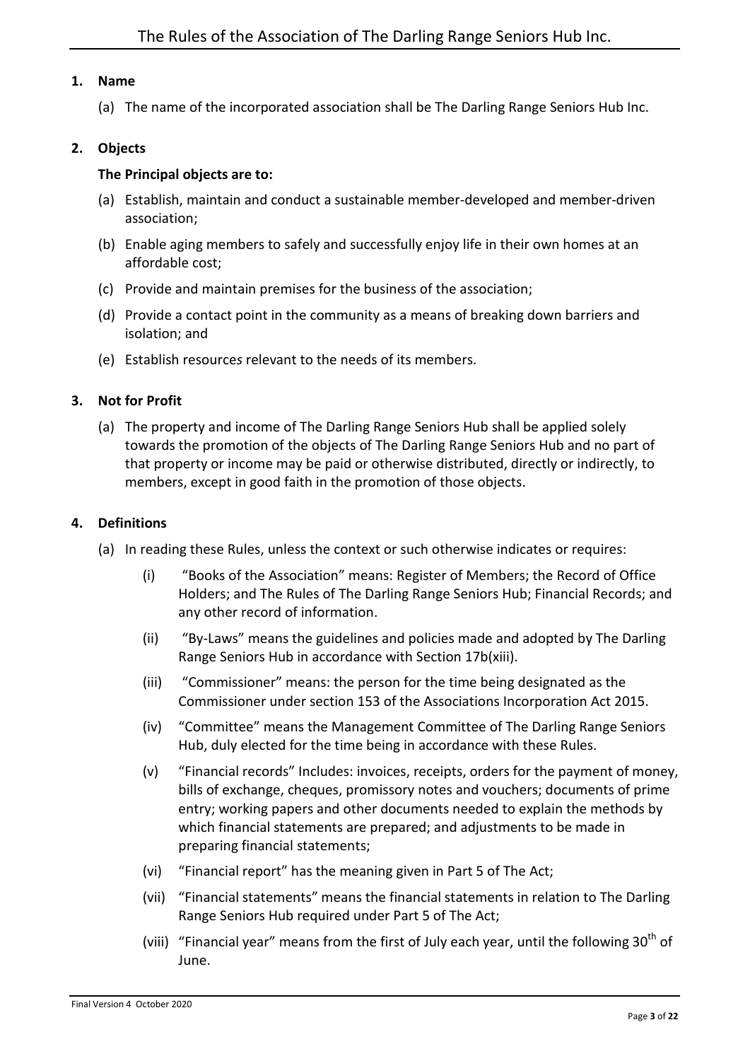## 1. Name

(a) The name of the incorporated association shall be The Darling Range Seniors Hub Inc.

## 2. Objects

**The Principal objects are to:**

(a) Establish, maintain and conduct a sustainable member-developed and member-driven association;

(b) Enable aging members to safely and successfully enjoy life in their own homes at an affordable cost;

(c) Provide and maintain premises for the business of the association;

(d) Provide a contact point in the community as a means of breaking down barriers and isolation; and

(e) Establish resources relevant to the needs of its members.

## 3. Not for Profit

(a) The property and income of The Darling Range Seniors Hub shall be applied solely towards the promotion of the objects of The Darling Range Seniors Hub and no part of that property or income may be paid or otherwise distributed, directly or indirectly, to members, except in good faith in the promotion of those objects.

## 4. Definitions

(a) In reading these Rules, unless the context or such otherwise indicates or requires:

(i) "Books of the Association" means: Register of Members; the Record of Office Holders; and The Rules of The Darling Range Seniors Hub; Financial Records; and any other record of information.

(ii) "By-Laws" means the guidelines and policies made and adopted by The Darling Range Seniors Hub in accordance with Section 17b(xiii).

(iii) "Commissioner" means: the person for the time being designated as the Commissioner under section 153 of the Associations Incorporation Act 2015.

(iv) "Committee" means the Management Committee of The Darling Range Seniors Hub, duly elected for the time being in accordance with these Rules.

(v) "Financial records" Includes: invoices, receipts, orders for the payment of money, bills of exchange, cheques, promissory notes and vouchers; documents of prime entry; working papers and other documents needed to explain the methods by which financial statements are prepared; and adjustments to be made in preparing financial statements;

(vi) "Financial report" has the meaning given in Part 5 of The Act;

(vii) "Financial statements" means the financial statements in relation to The Darling Range Seniors Hub required under Part 5 of The Act;

(viii) "Financial year" means from the first of July each year, until the following 30th of June.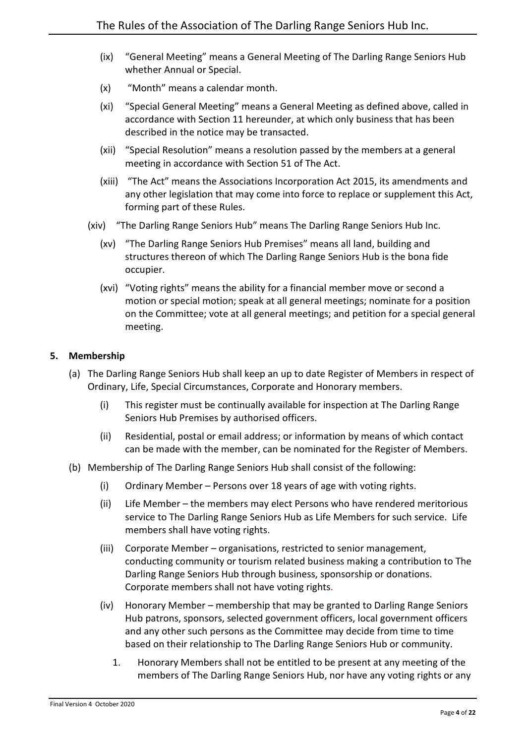(ix) "General Meeting" means a General Meeting of The Darling Range Seniors Hub whether Annual or Special.

(x) "Month" means a calendar month.

(xi) "Special General Meeting" means a General Meeting as defined above, called in accordance with Section 11 hereunder, at which only business that has been described in the notice may be transacted.

(xii) "Special Resolution" means a resolution passed by the members at a general meeting in accordance with Section 51 of The Act.

(xiii) "The Act" means the Associations Incorporation Act 2015, its amendments and any other legislation that may come into force to replace or supplement this Act, forming part of these Rules.

(xiv) "The Darling Range Seniors Hub" means The Darling Range Seniors Hub Inc.

(xv) "The Darling Range Seniors Hub Premises" means all land, building and structures thereon of which The Darling Range Seniors Hub is the bona fide occupier.

(xvi) "Voting rights" means the ability for a financial member move or second a motion or special motion; speak at all general meetings; nominate for a position on the Committee; vote at all general meetings; and petition for a special general meeting.

**5. Membership**

(a) The Darling Range Seniors Hub shall keep an up to date Register of Members in respect of Ordinary, Life, Special Circumstances, Corporate and Honorary members.

  (i) This register must be continually available for inspection at The Darling Range Seniors Hub Premises by authorised officers.

  (ii) Residential, postal or email address; or information by means of which contact can be made with the member, can be nominated for the Register of Members.

(b) Membership of The Darling Range Seniors Hub shall consist of the following:

  (i) Ordinary Member – Persons over 18 years of age with voting rights.

  (ii) Life Member – the members may elect Persons who have rendered meritorious service to The Darling Range Seniors Hub as Life Members for such service. Life members shall have voting rights.

  (iii) Corporate Member – organisations, restricted to senior management, conducting community or tourism related business making a contribution to The Darling Range Seniors Hub through business, sponsorship or donations. Corporate members shall not have voting rights.

  (iv) Honorary Member – membership that may be granted to Darling Range Seniors Hub patrons, sponsors, selected government officers, local government officers and any other such persons as the Committee may decide from time to time based on their relationship to The Darling Range Seniors Hub or community.

    1. Honorary Members shall not be entitled to be present at any meeting of the members of The Darling Range Seniors Hub, nor have any voting rights or any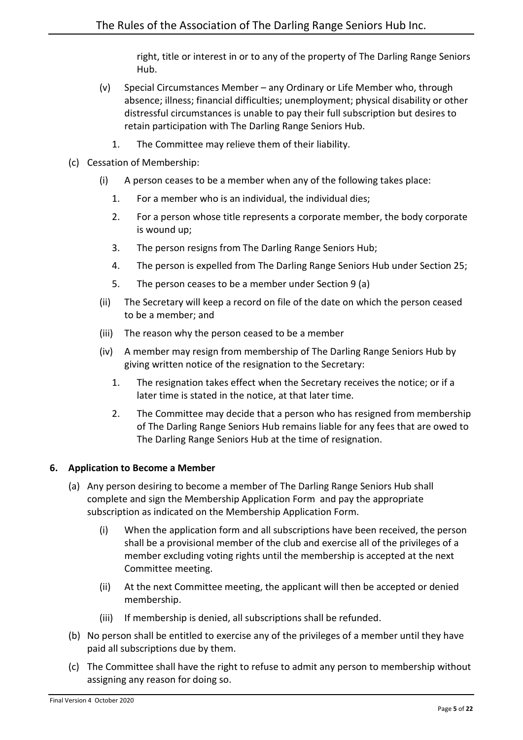right, title or interest in or to any of the property of The Darling Range Seniors Hub.

(v) Special Circumstances Member – any Ordinary or Life Member who, through absence; illness; financial difficulties; unemployment; physical disability or other distressful circumstances is unable to pay their full subscription but desires to retain participation with The Darling Range Seniors Hub.

   1. The Committee may relieve them of their liability.

(c) Cessation of Membership:

   (i) A person ceases to be a member when any of the following takes place:

      1. For a member who is an individual, the individual dies;
      2. For a person whose title represents a corporate member, the body corporate is wound up;
      3. The person resigns from The Darling Range Seniors Hub;
      4. The person is expelled from The Darling Range Seniors Hub under Section 25;
      5. The person ceases to be a member under Section 9 (a)

   (ii) The Secretary will keep a record on file of the date on which the person ceased to be a member; and

   (iii) The reason why the person ceased to be a member

   (iv) A member may resign from membership of The Darling Range Seniors Hub by giving written notice of the resignation to the Secretary:

      1. The resignation takes effect when the Secretary receives the notice; or if a later time is stated in the notice, at that later time.
      2. The Committee may decide that a person who has resigned from membership of The Darling Range Seniors Hub remains liable for any fees that are owed to The Darling Range Seniors Hub at the time of resignation.

### 6. Application to Become a Member

(a) Any person desiring to become a member of The Darling Range Seniors Hub shall complete and sign the Membership Application Form and pay the appropriate subscription as indicated on the Membership Application Form.

   (i) When the application form and all subscriptions have been received, the person shall be a provisional member of the club and exercise all of the privileges of a member excluding voting rights until the membership is accepted at the next Committee meeting.

   (ii) At the next Committee meeting, the applicant will then be accepted or denied membership.

   (iii) If membership is denied, all subscriptions shall be refunded.

(b) No person shall be entitled to exercise any of the privileges of a member until they have paid all subscriptions due by them.

(c) The Committee shall have the right to refuse to admit any person to membership without assigning any reason for doing so.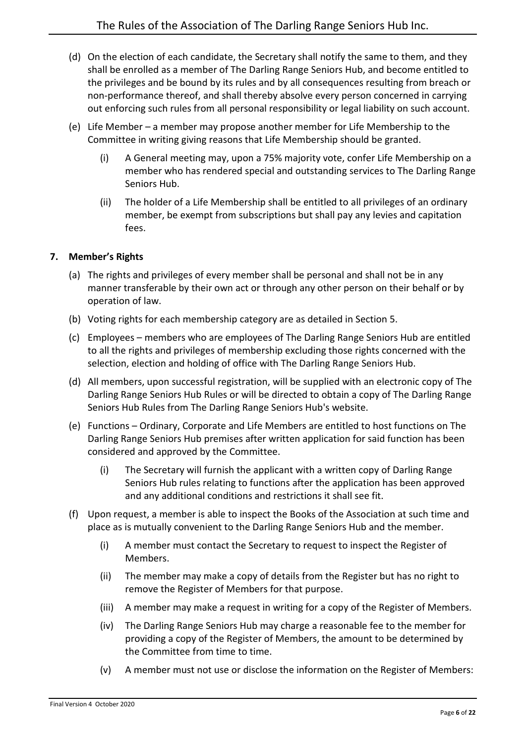(d) On the election of each candidate, the Secretary shall notify the same to them, and they shall be enrolled as a member of The Darling Range Seniors Hub, and become entitled to the privileges and be bound by its rules and by all consequences resulting from breach or non-performance thereof, and shall thereby absolve every person concerned in carrying out enforcing such rules from all personal responsibility or legal liability on such account.

(e) Life Member – a member may propose another member for Life Membership to the Committee in writing giving reasons that Life Membership should be granted.

   (i) A General meeting may, upon a 75% majority vote, confer Life Membership on a member who has rendered special and outstanding services to The Darling Range Seniors Hub.

   (ii) The holder of a Life Membership shall be entitled to all privileges of an ordinary member, be exempt from subscriptions but shall pay any levies and capitation fees.

## 7. Member's Rights

(a) The rights and privileges of every member shall be personal and shall not be in any manner transferable by their own act or through any other person on their behalf or by operation of law.

(b) Voting rights for each membership category are as detailed in Section 5.

(c) Employees – members who are employees of The Darling Range Seniors Hub are entitled to all the rights and privileges of membership excluding those rights concerned with the selection, election and holding of office with The Darling Range Seniors Hub.

(d) All members, upon successful registration, will be supplied with an electronic copy of The Darling Range Seniors Hub Rules or will be directed to obtain a copy of The Darling Range Seniors Hub Rules from The Darling Range Seniors Hub's website.

(e) Functions – Ordinary, Corporate and Life Members are entitled to host functions on The Darling Range Seniors Hub premises after written application for said function has been considered and approved by the Committee.

   (i) The Secretary will furnish the applicant with a written copy of Darling Range Seniors Hub rules relating to functions after the application has been approved and any additional conditions and restrictions it shall see fit.

(f) Upon request, a member is able to inspect the Books of the Association at such time and place as is mutually convenient to the Darling Range Seniors Hub and the member.

   (i) A member must contact the Secretary to request to inspect the Register of Members.

   (ii) The member may make a copy of details from the Register but has no right to remove the Register of Members for that purpose.

   (iii) A member may make a request in writing for a copy of the Register of Members.

   (iv) The Darling Range Seniors Hub may charge a reasonable fee to the member for providing a copy of the Register of Members, the amount to be determined by the Committee from time to time.

   (v) A member must not use or disclose the information on the Register of Members: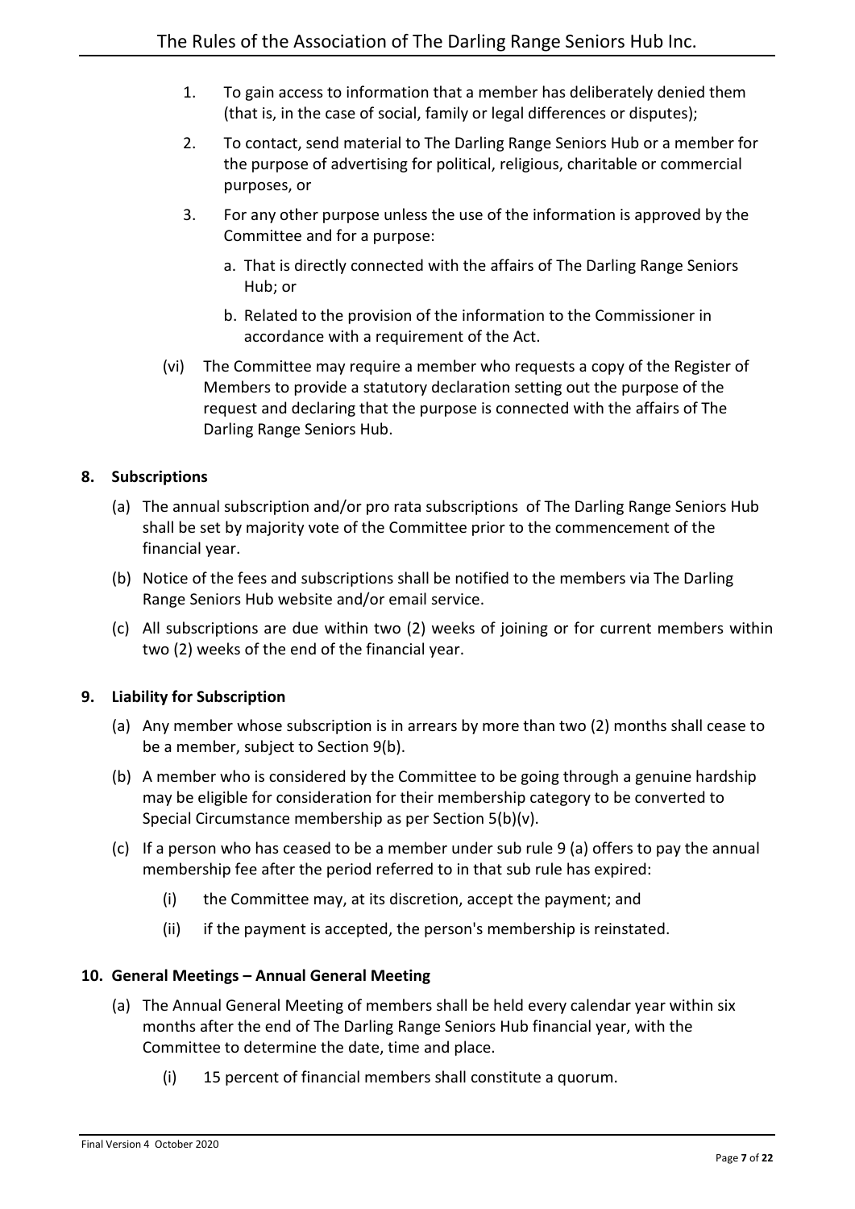1. To gain access to information that a member has deliberately denied them (that is, in the case of social, family or legal differences or disputes);

2. To contact, send material to The Darling Range Seniors Hub or a member for the purpose of advertising for political, religious, charitable or commercial purposes, or

3. For any other purpose unless the use of the information is approved by the Committee and for a purpose:

   a. That is directly connected with the affairs of The Darling Range Seniors Hub; or

   b. Related to the provision of the information to the Commissioner in accordance with a requirement of the Act.

(vi) The Committee may require a member who requests a copy of the Register of Members to provide a statutory declaration setting out the purpose of the request and declaring that the purpose is connected with the affairs of The Darling Range Seniors Hub.

**8. Subscriptions**

(a) The annual subscription and/or pro rata subscriptions of The Darling Range Seniors Hub shall be set by majority vote of the Committee prior to the commencement of the financial year.

(b) Notice of the fees and subscriptions shall be notified to the members via The Darling Range Seniors Hub website and/or email service.

(c) All subscriptions are due within two (2) weeks of joining or for current members within two (2) weeks of the end of the financial year.

**9. Liability for Subscription**

(a) Any member whose subscription is in arrears by more than two (2) months shall cease to be a member, subject to Section 9(b).

(b) A member who is considered by the Committee to be going through a genuine hardship may be eligible for consideration for their membership category to be converted to Special Circumstance membership as per Section 5(b)(v).

(c) If a person who has ceased to be a member under sub rule 9 (a) offers to pay the annual membership fee after the period referred to in that sub rule has expired:

   (i) the Committee may, at its discretion, accept the payment; and

   (ii) if the payment is accepted, the person's membership is reinstated.

**10. General Meetings – Annual General Meeting**

(a) The Annual General Meeting of members shall be held every calendar year within six months after the end of The Darling Range Seniors Hub financial year, with the Committee to determine the date, time and place.

   (i) 15 percent of financial members shall constitute a quorum.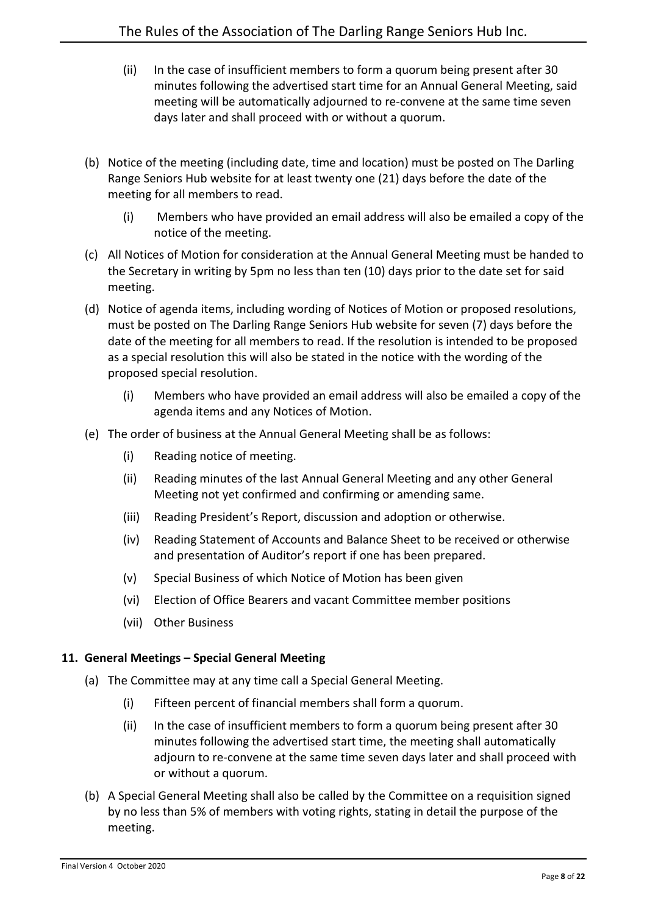(ii) In the case of insufficient members to form a quorum being present after 30 minutes following the advertised start time for an Annual General Meeting, said meeting will be automatically adjourned to re-convene at the same time seven days later and shall proceed with or without a quorum.

(b) Notice of the meeting (including date, time and location) must be posted on The Darling Range Seniors Hub website for at least twenty one (21) days before the date of the meeting for all members to read.

(i) Members who have provided an email address will also be emailed a copy of the notice of the meeting.

(c) All Notices of Motion for consideration at the Annual General Meeting must be handed to the Secretary in writing by 5pm no less than ten (10) days prior to the date set for said meeting.

(d) Notice of agenda items, including wording of Notices of Motion or proposed resolutions, must be posted on The Darling Range Seniors Hub website for seven (7) days before the date of the meeting for all members to read. If the resolution is intended to be proposed as a special resolution this will also be stated in the notice with the wording of the proposed special resolution.

(i) Members who have provided an email address will also be emailed a copy of the agenda items and any Notices of Motion.

(e) The order of business at the Annual General Meeting shall be as follows:

(i) Reading notice of meeting.

(ii) Reading minutes of the last Annual General Meeting and any other General Meeting not yet confirmed and confirming or amending same.

(iii) Reading President's Report, discussion and adoption or otherwise.

(iv) Reading Statement of Accounts and Balance Sheet to be received or otherwise and presentation of Auditor's report if one has been prepared.

(v) Special Business of which Notice of Motion has been given

(vi) Election of Office Bearers and vacant Committee member positions

(vii) Other Business

**11. General Meetings – Special General Meeting**

(a) The Committee may at any time call a Special General Meeting.

(i) Fifteen percent of financial members shall form a quorum.

(ii) In the case of insufficient members to form a quorum being present after 30 minutes following the advertised start time, the meeting shall automatically adjourn to re-convene at the same time seven days later and shall proceed with or without a quorum.

(b) A Special General Meeting shall also be called by the Committee on a requisition signed by no less than 5% of members with voting rights, stating in detail the purpose of the meeting.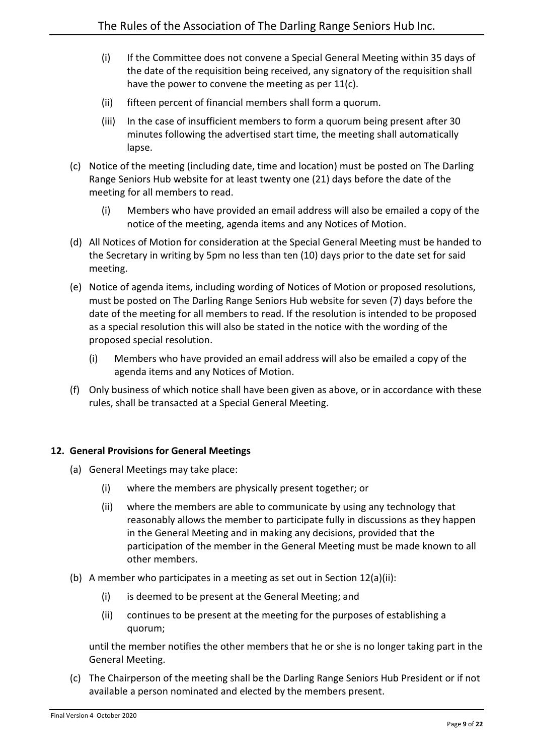(i) If the Committee does not convene a Special General Meeting within 35 days of the date of the requisition being received, any signatory of the requisition shall have the power to convene the meeting as per 11(c).

(ii) fifteen percent of financial members shall form a quorum.

(iii) In the case of insufficient members to form a quorum being present after 30 minutes following the advertised start time, the meeting shall automatically lapse.

(c) Notice of the meeting (including date, time and location) must be posted on The Darling Range Seniors Hub website for at least twenty one (21) days before the date of the meeting for all members to read.

(i) Members who have provided an email address will also be emailed a copy of the notice of the meeting, agenda items and any Notices of Motion.

(d) All Notices of Motion for consideration at the Special General Meeting must be handed to the Secretary in writing by 5pm no less than ten (10) days prior to the date set for said meeting.

(e) Notice of agenda items, including wording of Notices of Motion or proposed resolutions, must be posted on The Darling Range Seniors Hub website for seven (7) days before the date of the meeting for all members to read. If the resolution is intended to be proposed as a special resolution this will also be stated in the notice with the wording of the proposed special resolution.

(i) Members who have provided an email address will also be emailed a copy of the agenda items and any Notices of Motion.

(f) Only business of which notice shall have been given as above, or in accordance with these rules, shall be transacted at a Special General Meeting.

**12. General Provisions for General Meetings**

(a) General Meetings may take place:

(i) where the members are physically present together; or

(ii) where the members are able to communicate by using any technology that reasonably allows the member to participate fully in discussions as they happen in the General Meeting and in making any decisions, provided that the participation of the member in the General Meeting must be made known to all other members.

(b) A member who participates in a meeting as set out in Section 12(a)(ii):

(i) is deemed to be present at the General Meeting; and

(ii) continues to be present at the meeting for the purposes of establishing a quorum;

until the member notifies the other members that he or she is no longer taking part in the General Meeting.

(c) The Chairperson of the meeting shall be the Darling Range Seniors Hub President or if not available a person nominated and elected by the members present.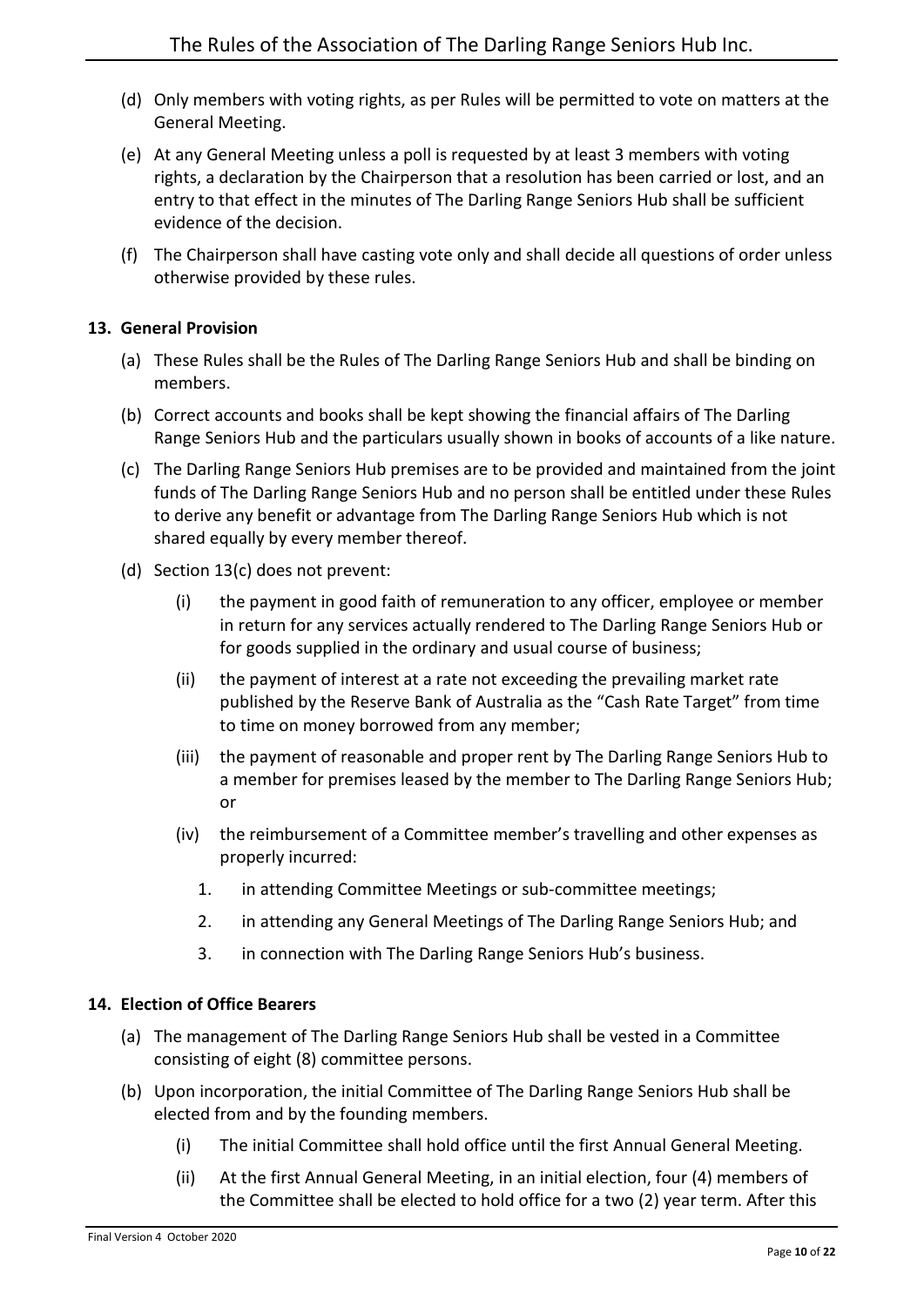(d) Only members with voting rights, as per Rules will be permitted to vote on matters at the General Meeting.

(e) At any General Meeting unless a poll is requested by at least 3 members with voting rights, a declaration by the Chairperson that a resolution has been carried or lost, and an entry to that effect in the minutes of The Darling Range Seniors Hub shall be sufficient evidence of the decision.

(f) The Chairperson shall have casting vote only and shall decide all questions of order unless otherwise provided by these rules.

**13. General Provision**

(a) These Rules shall be the Rules of The Darling Range Seniors Hub and shall be binding on members.

(b) Correct accounts and books shall be kept showing the financial affairs of The Darling Range Seniors Hub and the particulars usually shown in books of accounts of a like nature.

(c) The Darling Range Seniors Hub premises are to be provided and maintained from the joint funds of The Darling Range Seniors Hub and no person shall be entitled under these Rules to derive any benefit or advantage from The Darling Range Seniors Hub which is not shared equally by every member thereof.

(d) Section 13(c) does not prevent:

  (i) the payment in good faith of remuneration to any officer, employee or member in return for any services actually rendered to The Darling Range Seniors Hub or for goods supplied in the ordinary and usual course of business;

  (ii) the payment of interest at a rate not exceeding the prevailing market rate published by the Reserve Bank of Australia as the "Cash Rate Target" from time to time on money borrowed from any member;

  (iii) the payment of reasonable and proper rent by The Darling Range Seniors Hub to a member for premises leased by the member to The Darling Range Seniors Hub; or

  (iv) the reimbursement of a Committee member's travelling and other expenses as properly incurred:

    1. in attending Committee Meetings or sub-committee meetings;

    2. in attending any General Meetings of The Darling Range Seniors Hub; and

    3. in connection with The Darling Range Seniors Hub's business.

**14. Election of Office Bearers**

(a) The management of The Darling Range Seniors Hub shall be vested in a Committee consisting of eight (8) committee persons.

(b) Upon incorporation, the initial Committee of The Darling Range Seniors Hub shall be elected from and by the founding members.

  (i) The initial Committee shall hold office until the first Annual General Meeting.

  (ii) At the first Annual General Meeting, in an initial election, four (4) members of the Committee shall be elected to hold office for a two (2) year term. After this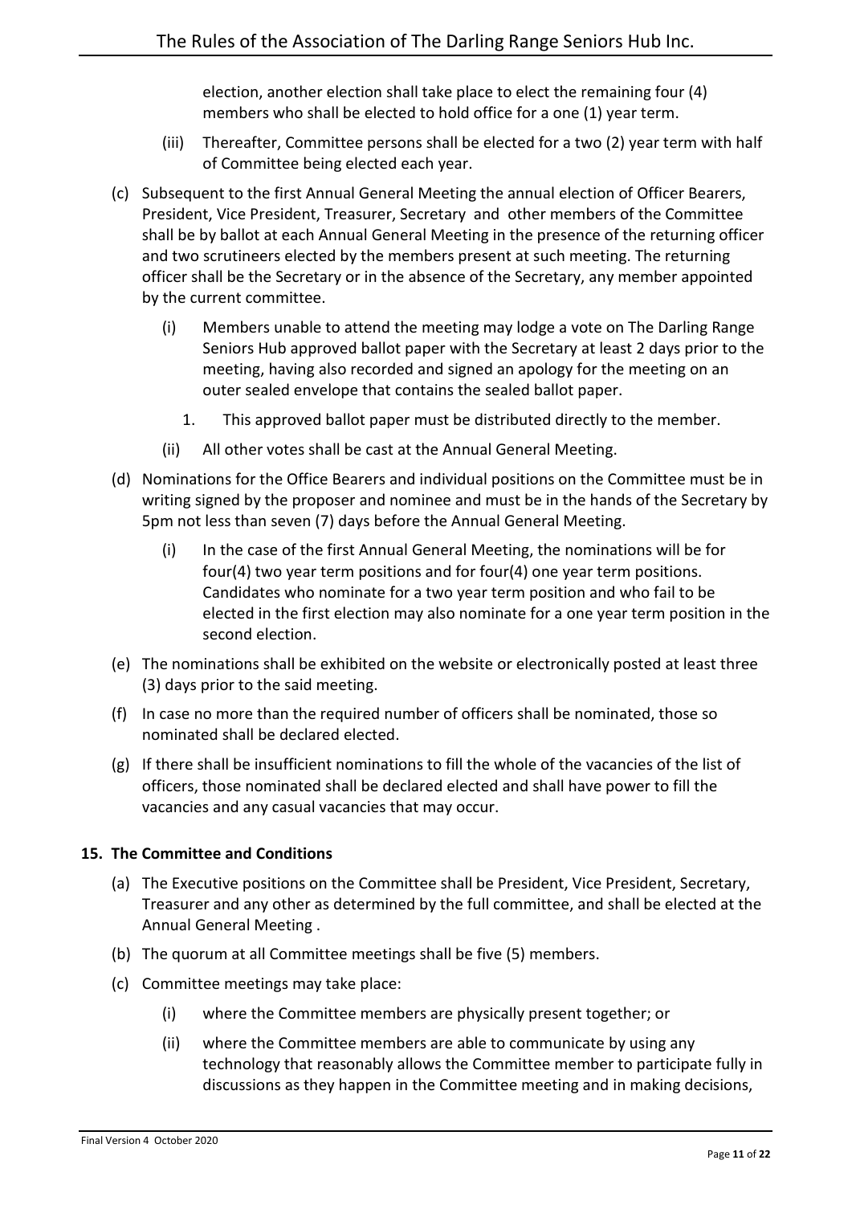election, another election shall take place to elect the remaining four (4) members who shall be elected to hold office for a one (1) year term.

(iii) Thereafter, Committee persons shall be elected for a two (2) year term with half of Committee being elected each year.

(c) Subsequent to the first Annual General Meeting the annual election of Officer Bearers, President, Vice President, Treasurer, Secretary and other members of the Committee shall be by ballot at each Annual General Meeting in the presence of the returning officer and two scrutineers elected by the members present at such meeting. The returning officer shall be the Secretary or in the absence of the Secretary, any member appointed by the current committee.

 (i) Members unable to attend the meeting may lodge a vote on The Darling Range Seniors Hub approved ballot paper with the Secretary at least 2 days prior to the meeting, having also recorded and signed an apology for the meeting on an outer sealed envelope that contains the sealed ballot paper.

  1. This approved ballot paper must be distributed directly to the member.

 (ii) All other votes shall be cast at the Annual General Meeting.

(d) Nominations for the Office Bearers and individual positions on the Committee must be in writing signed by the proposer and nominee and must be in the hands of the Secretary by 5pm not less than seven (7) days before the Annual General Meeting.

 (i) In the case of the first Annual General Meeting, the nominations will be for four(4) two year term positions and for four(4) one year term positions. Candidates who nominate for a two year term position and who fail to be elected in the first election may also nominate for a one year term position in the second election.

(e) The nominations shall be exhibited on the website or electronically posted at least three (3) days prior to the said meeting.

(f) In case no more than the required number of officers shall be nominated, those so nominated shall be declared elected.

(g) If there shall be insufficient nominations to fill the whole of the vacancies of the list of officers, those nominated shall be declared elected and shall have power to fill the vacancies and any casual vacancies that may occur.

**15. The Committee and Conditions**

(a) The Executive positions on the Committee shall be President, Vice President, Secretary, Treasurer and any other as determined by the full committee, and shall be elected at the Annual General Meeting .

(b) The quorum at all Committee meetings shall be five (5) members.

(c) Committee meetings may take place:

 (i) where the Committee members are physically present together; or

 (ii) where the Committee members are able to communicate by using any technology that reasonably allows the Committee member to participate fully in discussions as they happen in the Committee meeting and in making decisions,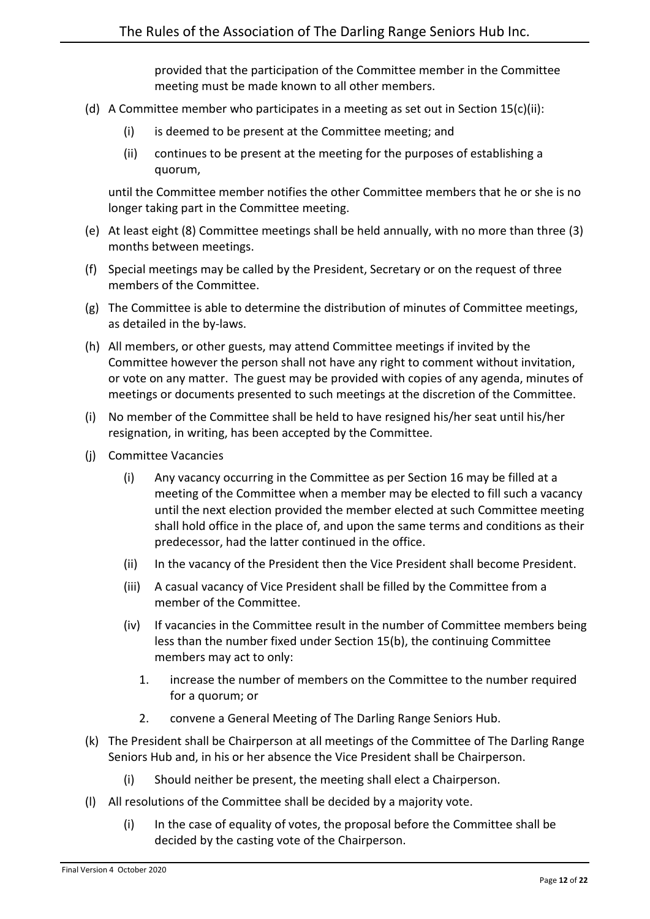provided that the participation of the Committee member in the Committee meeting must be made known to all other members.

(d) A Committee member who participates in a meeting as set out in Section 15(c)(ii):

   (i) is deemed to be present at the Committee meeting; and

   (ii) continues to be present at the meeting for the purposes of establishing a quorum,

   until the Committee member notifies the other Committee members that he or she is no longer taking part in the Committee meeting.

(e) At least eight (8) Committee meetings shall be held annually, with no more than three (3) months between meetings.

(f) Special meetings may be called by the President, Secretary or on the request of three members of the Committee.

(g) The Committee is able to determine the distribution of minutes of Committee meetings, as detailed in the by-laws.

(h) All members, or other guests, may attend Committee meetings if invited by the Committee however the person shall not have any right to comment without invitation, or vote on any matter. The guest may be provided with copies of any agenda, minutes of meetings or documents presented to such meetings at the discretion of the Committee.

(i) No member of the Committee shall be held to have resigned his/her seat until his/her resignation, in writing, has been accepted by the Committee.

(j) Committee Vacancies

   (i) Any vacancy occurring in the Committee as per Section 16 may be filled at a meeting of the Committee when a member may be elected to fill such a vacancy until the next election provided the member elected at such Committee meeting shall hold office in the place of, and upon the same terms and conditions as their predecessor, had the latter continued in the office.

   (ii) In the vacancy of the President then the Vice President shall become President.

   (iii) A casual vacancy of Vice President shall be filled by the Committee from a member of the Committee.

   (iv) If vacancies in the Committee result in the number of Committee members being less than the number fixed under Section 15(b), the continuing Committee members may act to only:

      1. increase the number of members on the Committee to the number required for a quorum; or

      2. convene a General Meeting of The Darling Range Seniors Hub.

(k) The President shall be Chairperson at all meetings of the Committee of The Darling Range Seniors Hub and, in his or her absence the Vice President shall be Chairperson.

   (i) Should neither be present, the meeting shall elect a Chairperson.

(l) All resolutions of the Committee shall be decided by a majority vote.

   (i) In the case of equality of votes, the proposal before the Committee shall be decided by the casting vote of the Chairperson.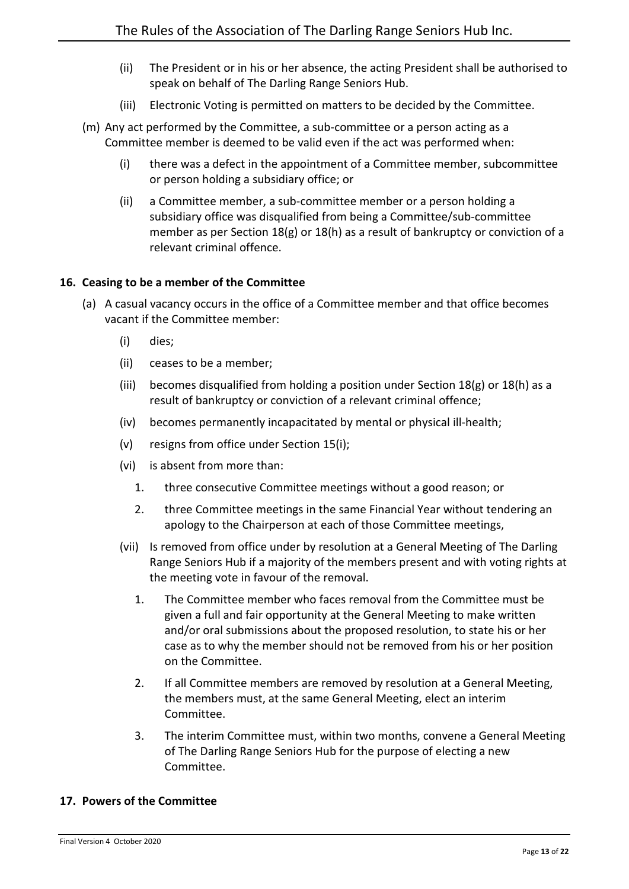(ii) The President or in his or her absence, the acting President shall be authorised to speak on behalf of The Darling Range Seniors Hub.

(iii) Electronic Voting is permitted on matters to be decided by the Committee.

(m) Any act performed by the Committee, a sub-committee or a person acting as a Committee member is deemed to be valid even if the act was performed when:

(i) there was a defect in the appointment of a Committee member, subcommittee or person holding a subsidiary office; or

(ii) a Committee member, a sub-committee member or a person holding a subsidiary office was disqualified from being a Committee/sub-committee member as per Section 18(g) or 18(h) as a result of bankruptcy or conviction of a relevant criminal offence.

**16. Ceasing to be a member of the Committee**

(a) A casual vacancy occurs in the office of a Committee member and that office becomes vacant if the Committee member:

(i) dies;

(ii) ceases to be a member;

(iii) becomes disqualified from holding a position under Section 18(g) or 18(h) as a result of bankruptcy or conviction of a relevant criminal offence;

(iv) becomes permanently incapacitated by mental or physical ill-health;

(v) resigns from office under Section 15(i);

(vi) is absent from more than:

1. three consecutive Committee meetings without a good reason; or
2. three Committee meetings in the same Financial Year without tendering an apology to the Chairperson at each of those Committee meetings,

(vii) Is removed from office under by resolution at a General Meeting of The Darling Range Seniors Hub if a majority of the members present and with voting rights at the meeting vote in favour of the removal.

1. The Committee member who faces removal from the Committee must be given a full and fair opportunity at the General Meeting to make written and/or oral submissions about the proposed resolution, to state his or her case as to why the member should not be removed from his or her position on the Committee.
2. If all Committee members are removed by resolution at a General Meeting, the members must, at the same General Meeting, elect an interim Committee.
3. The interim Committee must, within two months, convene a General Meeting of The Darling Range Seniors Hub for the purpose of electing a new Committee.

**17. Powers of the Committee**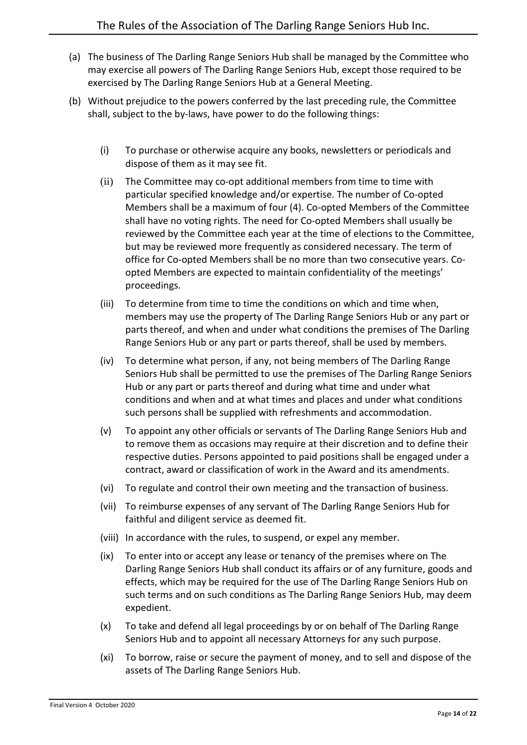(a) The business of The Darling Range Seniors Hub shall be managed by the Committee who may exercise all powers of The Darling Range Seniors Hub, except those required to be exercised by The Darling Range Seniors Hub at a General Meeting.

(b) Without prejudice to the powers conferred by the last preceding rule, the Committee shall, subject to the by-laws, have power to do the following things:

  (i) To purchase or otherwise acquire any books, newsletters or periodicals and dispose of them as it may see fit.

  (ii) The Committee may co-opt additional members from time to time with particular specified knowledge and/or expertise. The number of Co-opted Members shall be a maximum of four (4). Co-opted Members of the Committee shall have no voting rights. The need for Co-opted Members shall usually be reviewed by the Committee each year at the time of elections to the Committee, but may be reviewed more frequently as considered necessary. The term of office for Co-opted Members shall be no more than two consecutive years. Co-opted Members are expected to maintain confidentiality of the meetings' proceedings.

  (iii) To determine from time to time the conditions on which and time when, members may use the property of The Darling Range Seniors Hub or any part or parts thereof, and when and under what conditions the premises of The Darling Range Seniors Hub or any part or parts thereof, shall be used by members.

  (iv) To determine what person, if any, not being members of The Darling Range Seniors Hub shall be permitted to use the premises of The Darling Range Seniors Hub or any part or parts thereof and during what time and under what conditions and when and at what times and places and under what conditions such persons shall be supplied with refreshments and accommodation.

  (v) To appoint any other officials or servants of The Darling Range Seniors Hub and to remove them as occasions may require at their discretion and to define their respective duties. Persons appointed to paid positions shall be engaged under a contract, award or classification of work in the Award and its amendments.

  (vi) To regulate and control their own meeting and the transaction of business.

  (vii) To reimburse expenses of any servant of The Darling Range Seniors Hub for faithful and diligent service as deemed fit.

  (viii) In accordance with the rules, to suspend, or expel any member.

  (ix) To enter into or accept any lease or tenancy of the premises where on The Darling Range Seniors Hub shall conduct its affairs or of any furniture, goods and effects, which may be required for the use of The Darling Range Seniors Hub on such terms and on such conditions as The Darling Range Seniors Hub, may deem expedient.

  (x) To take and defend all legal proceedings by or on behalf of The Darling Range Seniors Hub and to appoint all necessary Attorneys for any such purpose.

  (xi) To borrow, raise or secure the payment of money, and to sell and dispose of the assets of The Darling Range Seniors Hub.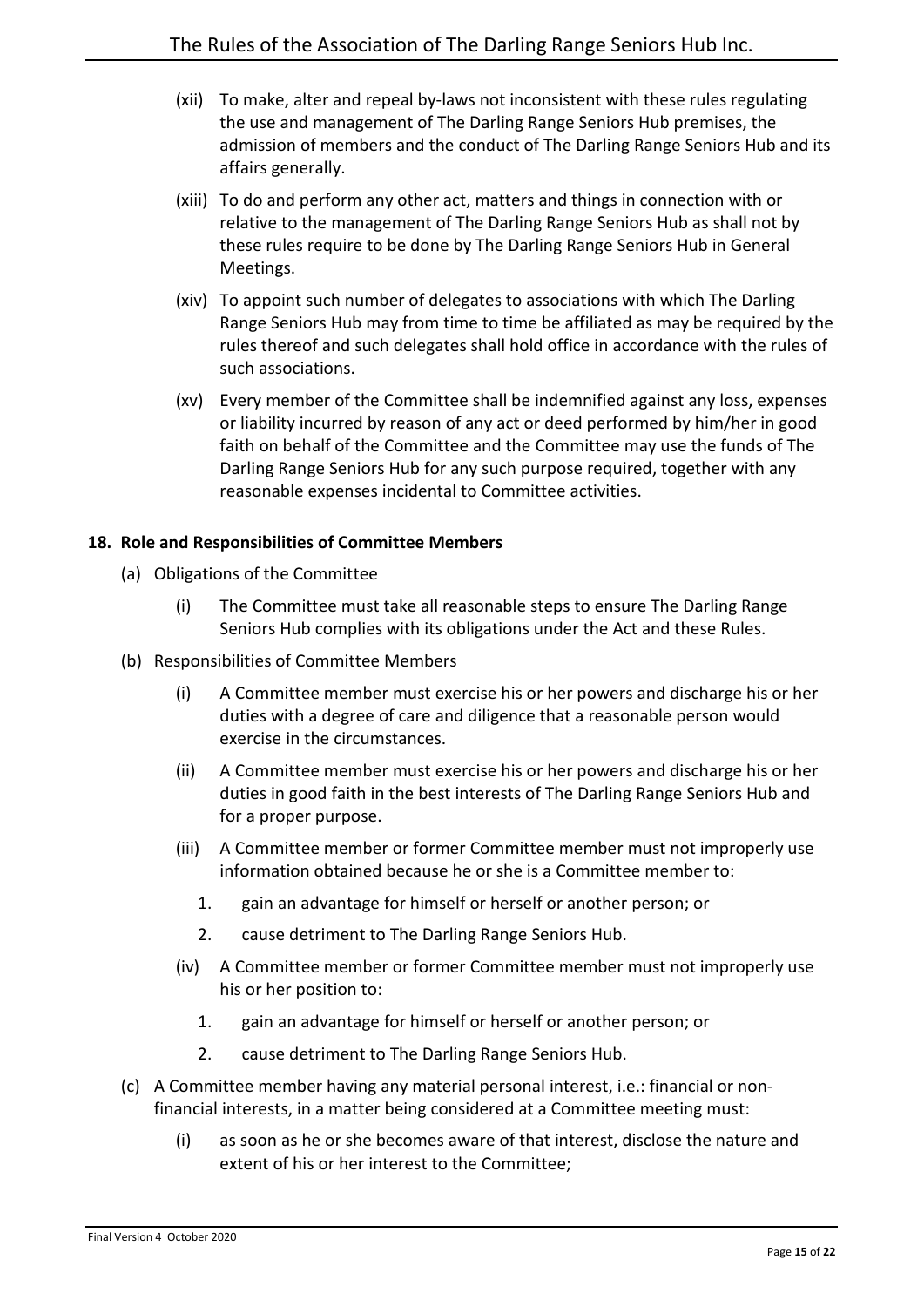(xii) To make, alter and repeal by-laws not inconsistent with these rules regulating the use and management of The Darling Range Seniors Hub premises, the admission of members and the conduct of The Darling Range Seniors Hub and its affairs generally.

(xiii) To do and perform any other act, matters and things in connection with or relative to the management of The Darling Range Seniors Hub as shall not by these rules require to be done by The Darling Range Seniors Hub in General Meetings.

(xiv) To appoint such number of delegates to associations with which The Darling Range Seniors Hub may from time to time be affiliated as may be required by the rules thereof and such delegates shall hold office in accordance with the rules of such associations.

(xv) Every member of the Committee shall be indemnified against any loss, expenses or liability incurred by reason of any act or deed performed by him/her in good faith on behalf of the Committee and the Committee may use the funds of The Darling Range Seniors Hub for any such purpose required, together with any reasonable expenses incidental to Committee activities.

**18. Role and Responsibilities of Committee Members**

(a) Obligations of the Committee

(i) The Committee must take all reasonable steps to ensure The Darling Range Seniors Hub complies with its obligations under the Act and these Rules.

(b) Responsibilities of Committee Members

(i) A Committee member must exercise his or her powers and discharge his or her duties with a degree of care and diligence that a reasonable person would exercise in the circumstances.

(ii) A Committee member must exercise his or her powers and discharge his or her duties in good faith in the best interests of The Darling Range Seniors Hub and for a proper purpose.

(iii) A Committee member or former Committee member must not improperly use information obtained because he or she is a Committee member to:

1. gain an advantage for himself or herself or another person; or
2. cause detriment to The Darling Range Seniors Hub.

(iv) A Committee member or former Committee member must not improperly use his or her position to:

1. gain an advantage for himself or herself or another person; or
2. cause detriment to The Darling Range Seniors Hub.

(c) A Committee member having any material personal interest, i.e.: financial or non-financial interests, in a matter being considered at a Committee meeting must:

(i) as soon as he or she becomes aware of that interest, disclose the nature and extent of his or her interest to the Committee;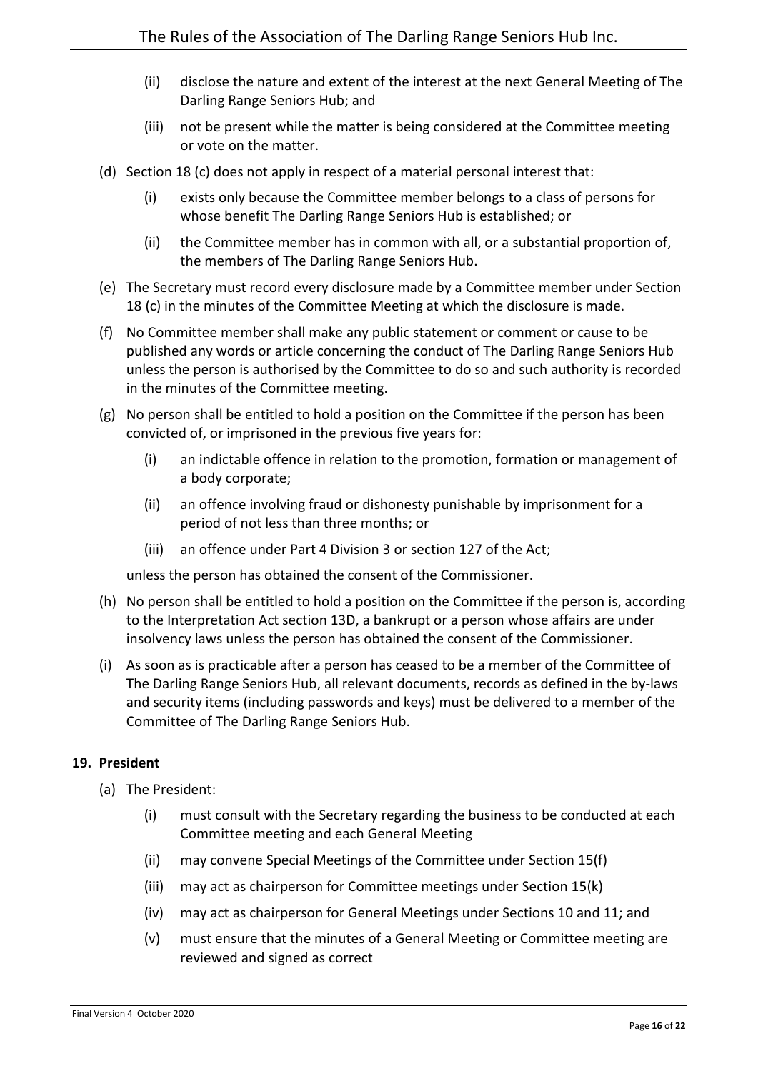(ii) disclose the nature and extent of the interest at the next General Meeting of The Darling Range Seniors Hub; and

(iii) not be present while the matter is being considered at the Committee meeting or vote on the matter.

(d) Section 18 (c) does not apply in respect of a material personal interest that:

(i) exists only because the Committee member belongs to a class of persons for whose benefit The Darling Range Seniors Hub is established; or

(ii) the Committee member has in common with all, or a substantial proportion of, the members of The Darling Range Seniors Hub.

(e) The Secretary must record every disclosure made by a Committee member under Section 18 (c) in the minutes of the Committee Meeting at which the disclosure is made.

(f) No Committee member shall make any public statement or comment or cause to be published any words or article concerning the conduct of The Darling Range Seniors Hub unless the person is authorised by the Committee to do so and such authority is recorded in the minutes of the Committee meeting.

(g) No person shall be entitled to hold a position on the Committee if the person has been convicted of, or imprisoned in the previous five years for:

(i) an indictable offence in relation to the promotion, formation or management of a body corporate;

(ii) an offence involving fraud or dishonesty punishable by imprisonment for a period of not less than three months; or

(iii) an offence under Part 4 Division 3 or section 127 of the Act;

unless the person has obtained the consent of the Commissioner.

(h) No person shall be entitled to hold a position on the Committee if the person is, according to the Interpretation Act section 13D, a bankrupt or a person whose affairs are under insolvency laws unless the person has obtained the consent of the Commissioner.

(i) As soon as is practicable after a person has ceased to be a member of the Committee of The Darling Range Seniors Hub, all relevant documents, records as defined in the by-laws and security items (including passwords and keys) must be delivered to a member of the Committee of The Darling Range Seniors Hub.

**19. President**

(a) The President:

(i) must consult with the Secretary regarding the business to be conducted at each Committee meeting and each General Meeting

(ii) may convene Special Meetings of the Committee under Section 15(f)

(iii) may act as chairperson for Committee meetings under Section 15(k)

(iv) may act as chairperson for General Meetings under Sections 10 and 11; and

(v) must ensure that the minutes of a General Meeting or Committee meeting are reviewed and signed as correct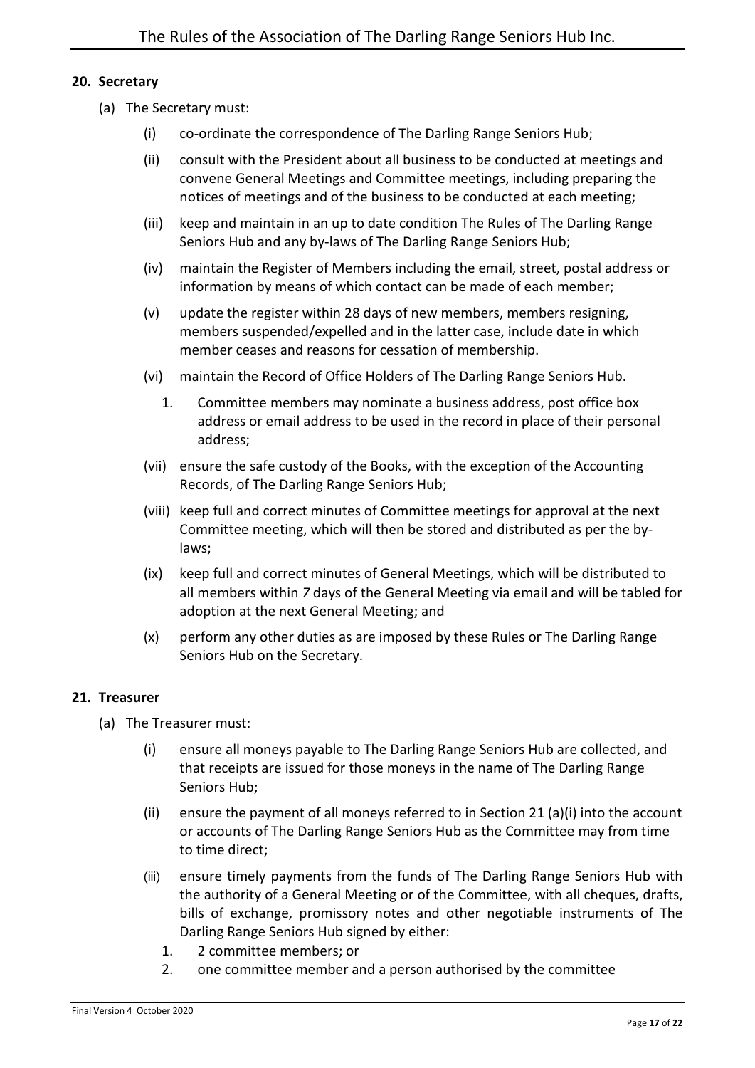## 20. Secretary

(a) The Secretary must:

(i) co-ordinate the correspondence of The Darling Range Seniors Hub;

(ii) consult with the President about all business to be conducted at meetings and convene General Meetings and Committee meetings, including preparing the notices of meetings and of the business to be conducted at each meeting;

(iii) keep and maintain in an up to date condition The Rules of The Darling Range Seniors Hub and any by-laws of The Darling Range Seniors Hub;

(iv) maintain the Register of Members including the email, street, postal address or information by means of which contact can be made of each member;

(v) update the register within 28 days of new members, members resigning, members suspended/expelled and in the latter case, include date in which member ceases and reasons for cessation of membership.

(vi) maintain the Record of Office Holders of The Darling Range Seniors Hub.

1. Committee members may nominate a business address, post office box address or email address to be used in the record in place of their personal address;

(vii) ensure the safe custody of the Books, with the exception of the Accounting Records, of The Darling Range Seniors Hub;

(viii) keep full and correct minutes of Committee meetings for approval at the next Committee meeting, which will then be stored and distributed as per the by-laws;

(ix) keep full and correct minutes of General Meetings, which will be distributed to all members within *7* days of the General Meeting via email and will be tabled for adoption at the next General Meeting; and

(x) perform any other duties as are imposed by these Rules or The Darling Range Seniors Hub on the Secretary.

## 21. Treasurer

(a) The Treasurer must:

(i) ensure all moneys payable to The Darling Range Seniors Hub are collected, and that receipts are issued for those moneys in the name of The Darling Range Seniors Hub;

(ii) ensure the payment of all moneys referred to in Section 21 (a)(i) into the account or accounts of The Darling Range Seniors Hub as the Committee may from time to time direct;

(iii) ensure timely payments from the funds of The Darling Range Seniors Hub with the authority of a General Meeting or of the Committee, with all cheques, drafts, bills of exchange, promissory notes and other negotiable instruments of The Darling Range Seniors Hub signed by either:

1. 2 committee members; or
2. one committee member and a person authorised by the committee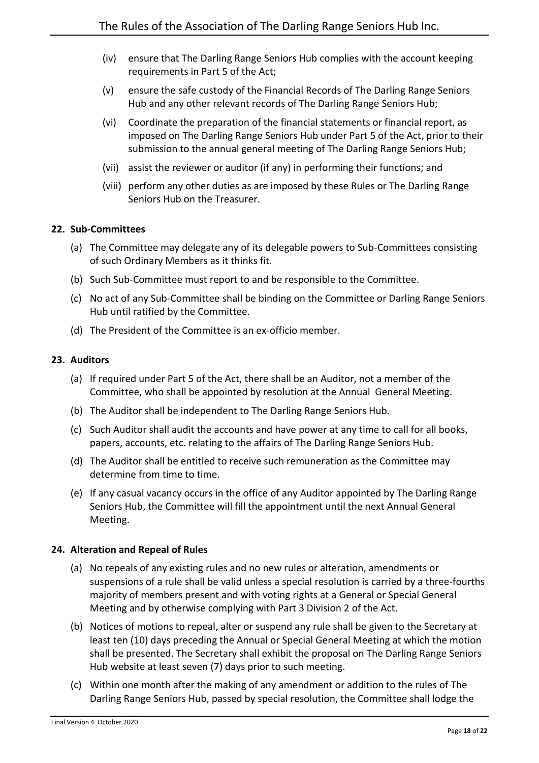(iv) ensure that The Darling Range Seniors Hub complies with the account keeping requirements in Part 5 of the Act;

(v) ensure the safe custody of the Financial Records of The Darling Range Seniors Hub and any other relevant records of The Darling Range Seniors Hub;

(vi) Coordinate the preparation of the financial statements or financial report, as imposed on The Darling Range Seniors Hub under Part 5 of the Act, prior to their submission to the annual general meeting of The Darling Range Seniors Hub;

(vii) assist the reviewer or auditor (if any) in performing their functions; and

(viii) perform any other duties as are imposed by these Rules or The Darling Range Seniors Hub on the Treasurer.

## 22. Sub-Committees

(a) The Committee may delegate any of its delegable powers to Sub-Committees consisting of such Ordinary Members as it thinks fit.

(b) Such Sub-Committee must report to and be responsible to the Committee.

(c) No act of any Sub-Committee shall be binding on the Committee or Darling Range Seniors Hub until ratified by the Committee.

(d) The President of the Committee is an ex-officio member.

## 23. Auditors

(a) If required under Part 5 of the Act, there shall be an Auditor, not a member of the Committee, who shall be appointed by resolution at the Annual General Meeting.

(b) The Auditor shall be independent to The Darling Range Seniors Hub.

(c) Such Auditor shall audit the accounts and have power at any time to call for all books, papers, accounts, etc. relating to the affairs of The Darling Range Seniors Hub.

(d) The Auditor shall be entitled to receive such remuneration as the Committee may determine from time to time.

(e) If any casual vacancy occurs in the office of any Auditor appointed by The Darling Range Seniors Hub, the Committee will fill the appointment until the next Annual General Meeting.

## 24. Alteration and Repeal of Rules

(a) No repeals of any existing rules and no new rules or alteration, amendments or suspensions of a rule shall be valid unless a special resolution is carried by a three-fourths majority of members present and with voting rights at a General or Special General Meeting and by otherwise complying with Part 3 Division 2 of the Act.

(b) Notices of motions to repeal, alter or suspend any rule shall be given to the Secretary at least ten (10) days preceding the Annual or Special General Meeting at which the motion shall be presented. The Secretary shall exhibit the proposal on The Darling Range Seniors Hub website at least seven (7) days prior to such meeting.

(c) Within one month after the making of any amendment or addition to the rules of The Darling Range Seniors Hub, passed by special resolution, the Committee shall lodge the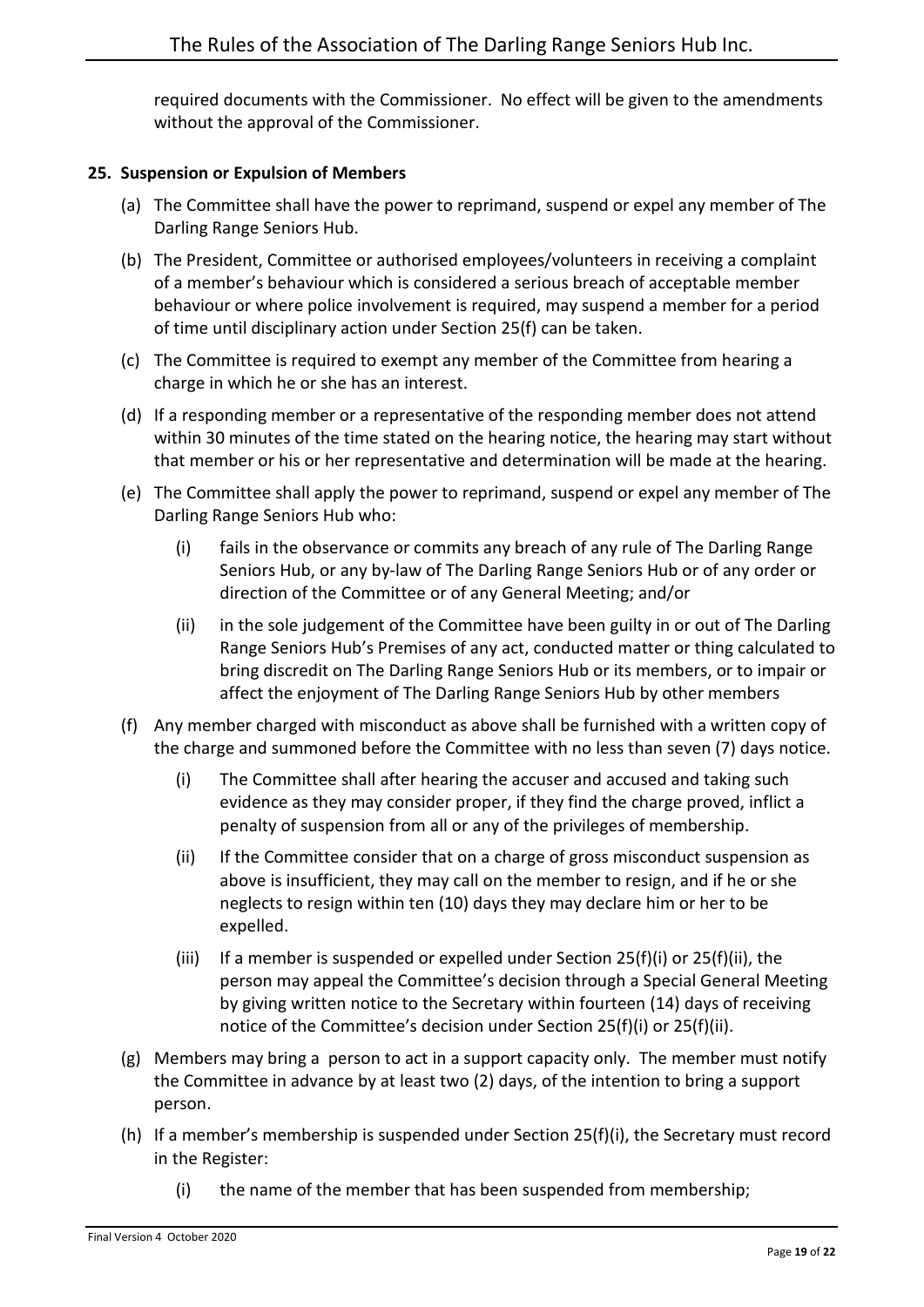required documents with the Commissioner. No effect will be given to the amendments without the approval of the Commissioner.

**25. Suspension or Expulsion of Members**

(a) The Committee shall have the power to reprimand, suspend or expel any member of The Darling Range Seniors Hub.

(b) The President, Committee or authorised employees/volunteers in receiving a complaint of a member's behaviour which is considered a serious breach of acceptable member behaviour or where police involvement is required, may suspend a member for a period of time until disciplinary action under Section 25(f) can be taken.

(c) The Committee is required to exempt any member of the Committee from hearing a charge in which he or she has an interest.

(d) If a responding member or a representative of the responding member does not attend within 30 minutes of the time stated on the hearing notice, the hearing may start without that member or his or her representative and determination will be made at the hearing.

(e) The Committee shall apply the power to reprimand, suspend or expel any member of The Darling Range Seniors Hub who:

  (i) fails in the observance or commits any breach of any rule of The Darling Range Seniors Hub, or any by-law of The Darling Range Seniors Hub or of any order or direction of the Committee or of any General Meeting; and/or

  (ii) in the sole judgement of the Committee have been guilty in or out of The Darling Range Seniors Hub's Premises of any act, conducted matter or thing calculated to bring discredit on The Darling Range Seniors Hub or its members, or to impair or affect the enjoyment of The Darling Range Seniors Hub by other members

(f) Any member charged with misconduct as above shall be furnished with a written copy of the charge and summoned before the Committee with no less than seven (7) days notice.

  (i) The Committee shall after hearing the accuser and accused and taking such evidence as they may consider proper, if they find the charge proved, inflict a penalty of suspension from all or any of the privileges of membership.

  (ii) If the Committee consider that on a charge of gross misconduct suspension as above is insufficient, they may call on the member to resign, and if he or she neglects to resign within ten (10) days they may declare him or her to be expelled.

  (iii) If a member is suspended or expelled under Section 25(f)(i) or 25(f)(ii), the person may appeal the Committee's decision through a Special General Meeting by giving written notice to the Secretary within fourteen (14) days of receiving notice of the Committee's decision under Section 25(f)(i) or 25(f)(ii).

(g) Members may bring a person to act in a support capacity only. The member must notify the Committee in advance by at least two (2) days, of the intention to bring a support person.

(h) If a member's membership is suspended under Section 25(f)(i), the Secretary must record in the Register:

  (i) the name of the member that has been suspended from membership;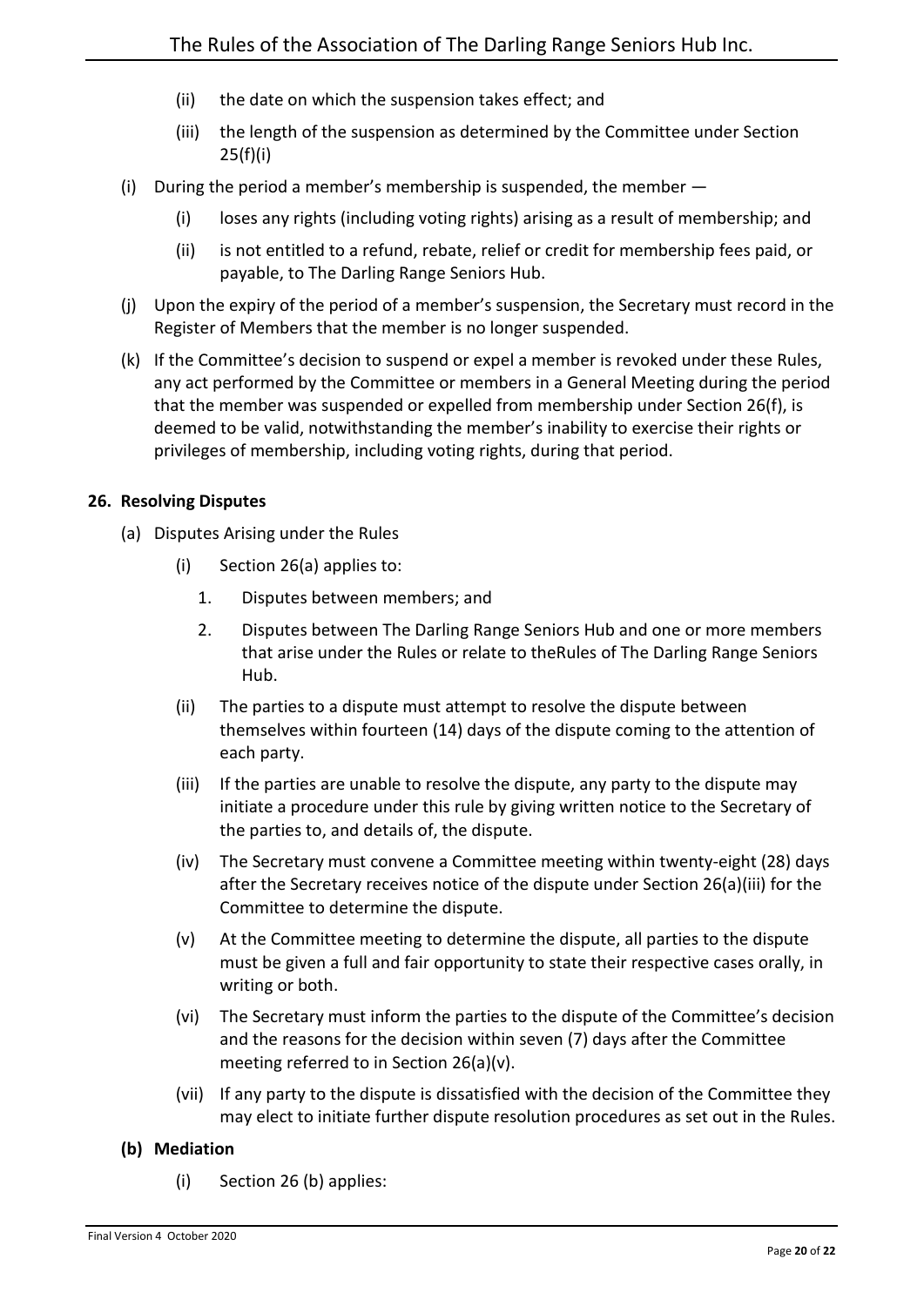(ii) the date on which the suspension takes effect; and

(iii) the length of the suspension as determined by the Committee under Section 25(f)(i)

(i) During the period a member's membership is suspended, the member —

(i) loses any rights (including voting rights) arising as a result of membership; and

(ii) is not entitled to a refund, rebate, relief or credit for membership fees paid, or payable, to The Darling Range Seniors Hub.

(j) Upon the expiry of the period of a member's suspension, the Secretary must record in the Register of Members that the member is no longer suspended.

(k) If the Committee's decision to suspend or expel a member is revoked under these Rules, any act performed by the Committee or members in a General Meeting during the period that the member was suspended or expelled from membership under Section 26(f), is deemed to be valid, notwithstanding the member's inability to exercise their rights or privileges of membership, including voting rights, during that period.

**26. Resolving Disputes**

(a) Disputes Arising under the Rules

(i) Section 26(a) applies to:

1. Disputes between members; and
2. Disputes between The Darling Range Seniors Hub and one or more members that arise under the Rules or relate to theRules of The Darling Range Seniors Hub.

(ii) The parties to a dispute must attempt to resolve the dispute between themselves within fourteen (14) days of the dispute coming to the attention of each party.

(iii) If the parties are unable to resolve the dispute, any party to the dispute may initiate a procedure under this rule by giving written notice to the Secretary of the parties to, and details of, the dispute.

(iv) The Secretary must convene a Committee meeting within twenty-eight (28) days after the Secretary receives notice of the dispute under Section 26(a)(iii) for the Committee to determine the dispute.

(v) At the Committee meeting to determine the dispute, all parties to the dispute must be given a full and fair opportunity to state their respective cases orally, in writing or both.

(vi) The Secretary must inform the parties to the dispute of the Committee's decision and the reasons for the decision within seven (7) days after the Committee meeting referred to in Section 26(a)(v).

(vii) If any party to the dispute is dissatisfied with the decision of the Committee they may elect to initiate further dispute resolution procedures as set out in the Rules.

**(b) Mediation**

(i) Section 26 (b) applies:

Final Version 4 October 2020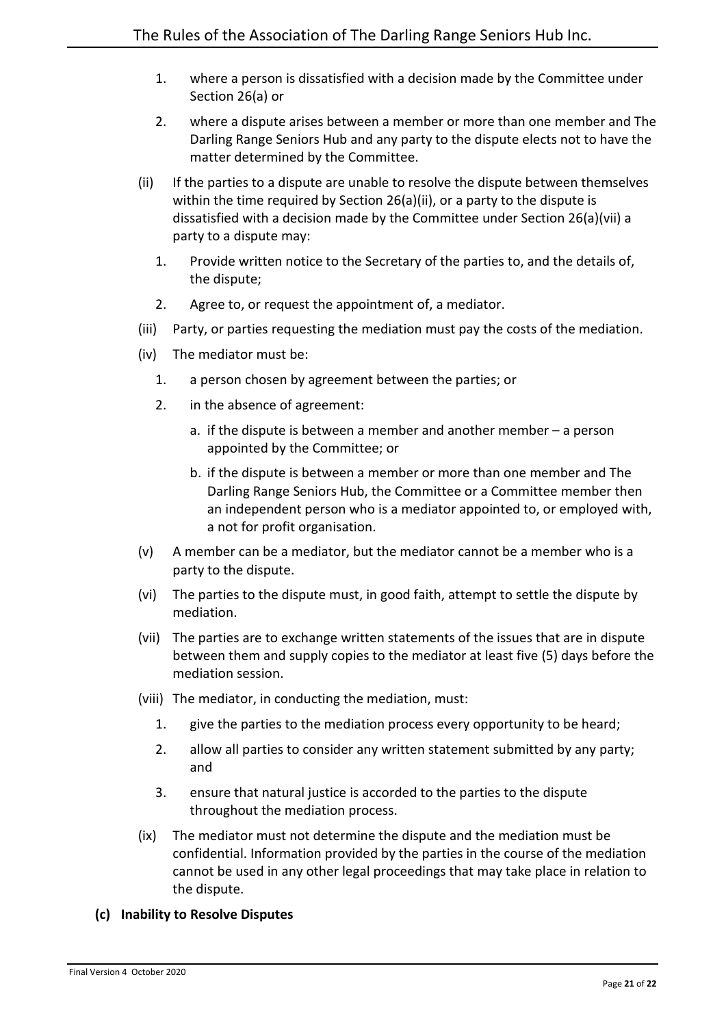1. where a person is dissatisfied with a decision made by the Committee under Section 26(a) or
2. where a dispute arises between a member or more than one member and The Darling Range Seniors Hub and any party to the dispute elects not to have the matter determined by the Committee.

(ii) If the parties to a dispute are unable to resolve the dispute between themselves within the time required by Section 26(a)(ii), or a party to the dispute is dissatisfied with a decision made by the Committee under Section 26(a)(vii) a party to a dispute may:

1. Provide written notice to the Secretary of the parties to, and the details of, the dispute;
2. Agree to, or request the appointment of, a mediator.

(iii) Party, or parties requesting the mediation must pay the costs of the mediation.

(iv) The mediator must be:

1. a person chosen by agreement between the parties; or
2. in the absence of agreement:
   a. if the dispute is between a member and another member – a person appointed by the Committee; or
   b. if the dispute is between a member or more than one member and The Darling Range Seniors Hub, the Committee or a Committee member then an independent person who is a mediator appointed to, or employed with, a not for profit organisation.

(v) A member can be a mediator, but the mediator cannot be a member who is a party to the dispute.

(vi) The parties to the dispute must, in good faith, attempt to settle the dispute by mediation.

(vii) The parties are to exchange written statements of the issues that are in dispute between them and supply copies to the mediator at least five (5) days before the mediation session.

(viii) The mediator, in conducting the mediation, must:

1. give the parties to the mediation process every opportunity to be heard;
2. allow all parties to consider any written statement submitted by any party; and
3. ensure that natural justice is accorded to the parties to the dispute throughout the mediation process.

(ix) The mediator must not determine the dispute and the mediation must be confidential. Information provided by the parties in the course of the mediation cannot be used in any other legal proceedings that may take place in relation to the dispute.

**(c) Inability to Resolve Disputes**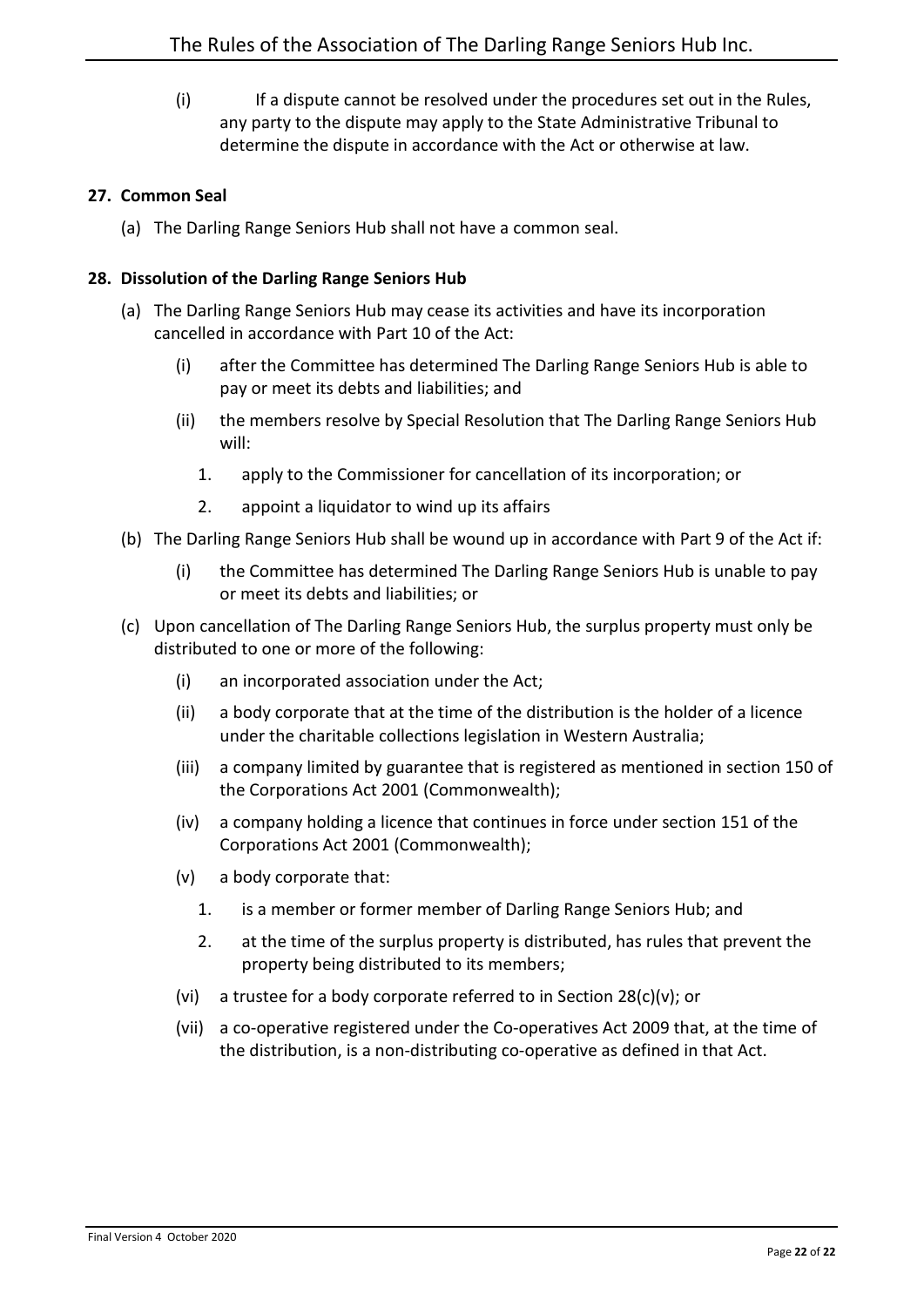(i) If a dispute cannot be resolved under the procedures set out in the Rules, any party to the dispute may apply to the State Administrative Tribunal to determine the dispute in accordance with the Act or otherwise at law.

## 27. Common Seal

(a) The Darling Range Seniors Hub shall not have a common seal.

## 28. Dissolution of the Darling Range Seniors Hub

(a) The Darling Range Seniors Hub may cease its activities and have its incorporation cancelled in accordance with Part 10 of the Act:

  (i) after the Committee has determined The Darling Range Seniors Hub is able to pay or meet its debts and liabilities; and

  (ii) the members resolve by Special Resolution that The Darling Range Seniors Hub will:

    1. apply to the Commissioner for cancellation of its incorporation; or

    2. appoint a liquidator to wind up its affairs

(b) The Darling Range Seniors Hub shall be wound up in accordance with Part 9 of the Act if:

  (i) the Committee has determined The Darling Range Seniors Hub is unable to pay or meet its debts and liabilities; or

(c) Upon cancellation of The Darling Range Seniors Hub, the surplus property must only be distributed to one or more of the following:

  (i) an incorporated association under the Act;

  (ii) a body corporate that at the time of the distribution is the holder of a licence under the charitable collections legislation in Western Australia;

  (iii) a company limited by guarantee that is registered as mentioned in section 150 of the Corporations Act 2001 (Commonwealth);

  (iv) a company holding a licence that continues in force under section 151 of the Corporations Act 2001 (Commonwealth);

  (v) a body corporate that:

    1. is a member or former member of Darling Range Seniors Hub; and

    2. at the time of the surplus property is distributed, has rules that prevent the property being distributed to its members;

  (vi) a trustee for a body corporate referred to in Section 28(c)(v); or

  (vii) a co-operative registered under the Co-operatives Act 2009 that, at the time of the distribution, is a non-distributing co-operative as defined in that Act.

Final Version 4 October 2020